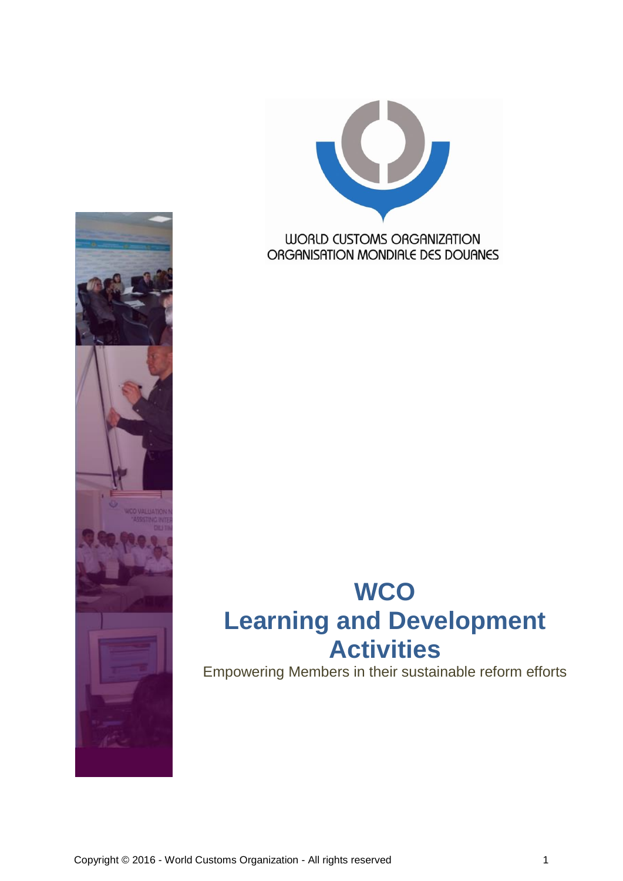WORLD CUSTOMS ORGANIZATION
ORGANISATION MONDIALE DES DOUANES

# WCO
# Learning and Development Activities

Empowering Members in their sustainable reform efforts

Copyright © 2016 - World Customs Organization - All rights reserved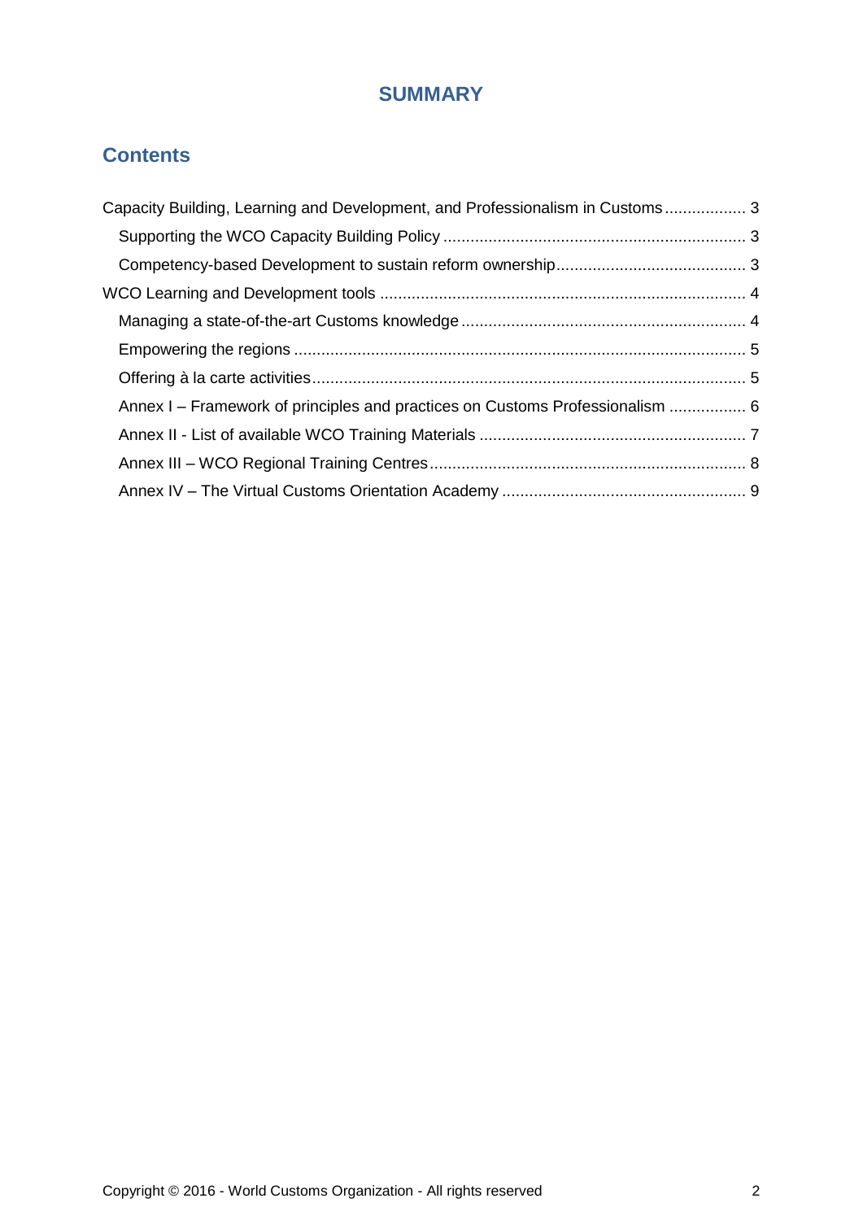# SUMMARY

## Contents

- Capacity Building, Learning and Development, and Professionalism in Customs .................. 3
  - Supporting the WCO Capacity Building Policy .................................................................. 3
  - Competency-based Development to sustain reform ownership.......................................... 3
- WCO Learning and Development tools ................................................................................ 4
  - Managing a state-of-the-art Customs knowledge .............................................................. 4
  - Empowering the regions ................................................................................................... 5
  - Offering à la carte activities............................................................................................... 5
  - Annex I – Framework of principles and practices on Customs Professionalism ................. 6
  - Annex II - List of available WCO Training Materials .......................................................... 7
  - Annex III – WCO Regional Training Centres...................................................................... 8
  - Annex IV – The Virtual Customs Orientation Academy ...................................................... 9

Copyright © 2016 - World Customs Organization - All rights reserved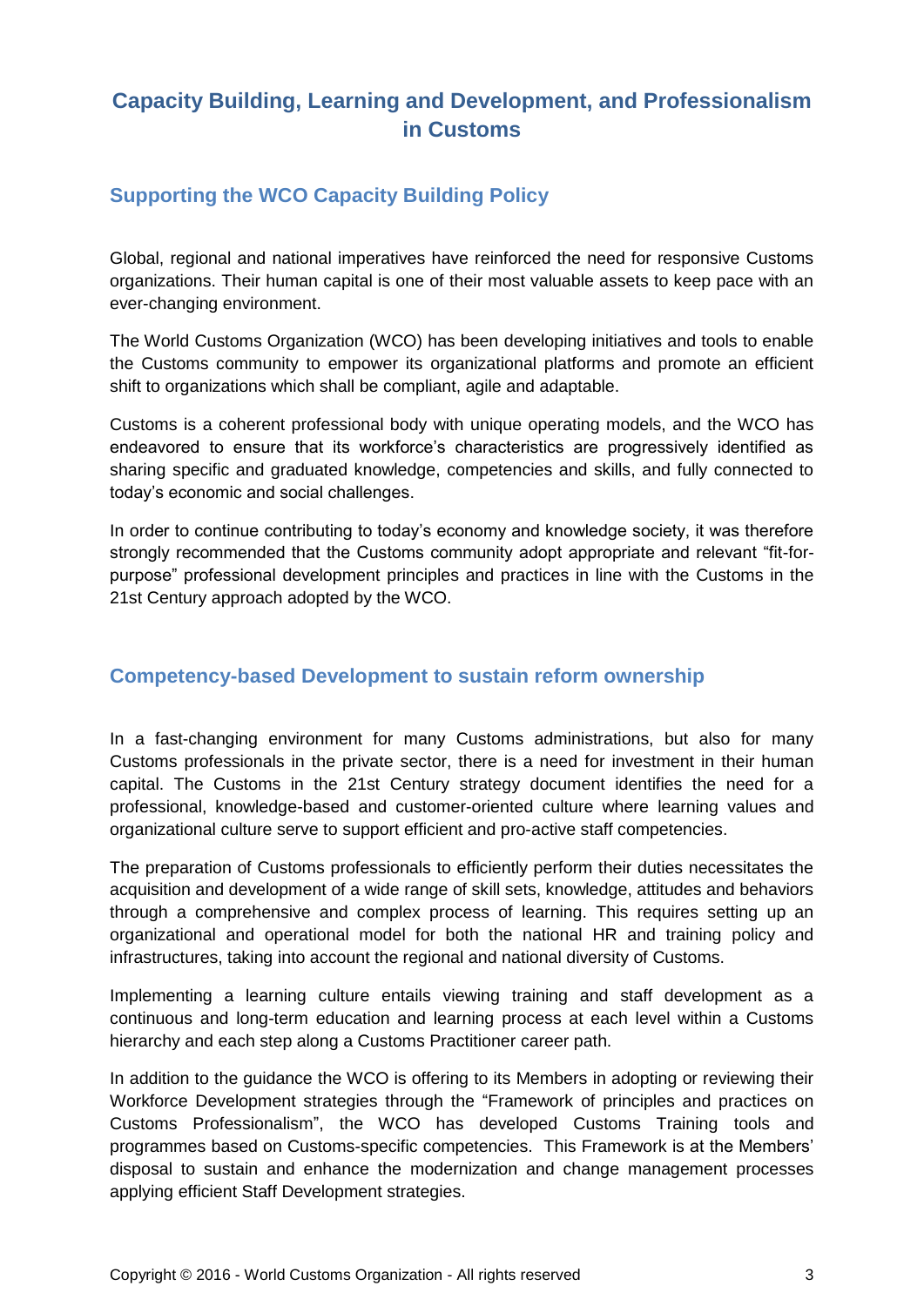# Capacity Building, Learning and Development, and Professionalism in Customs

## Supporting the WCO Capacity Building Policy

Global, regional and national imperatives have reinforced the need for responsive Customs organizations. Their human capital is one of their most valuable assets to keep pace with an ever-changing environment.

The World Customs Organization (WCO) has been developing initiatives and tools to enable the Customs community to empower its organizational platforms and promote an efficient shift to organizations which shall be compliant, agile and adaptable.

Customs is a coherent professional body with unique operating models, and the WCO has endeavored to ensure that its workforce's characteristics are progressively identified as sharing specific and graduated knowledge, competencies and skills, and fully connected to today's economic and social challenges.

In order to continue contributing to today's economy and knowledge society, it was therefore strongly recommended that the Customs community adopt appropriate and relevant "fit-for-purpose" professional development principles and practices in line with the Customs in the 21st Century approach adopted by the WCO.

## Competency-based Development to sustain reform ownership

In a fast-changing environment for many Customs administrations, but also for many Customs professionals in the private sector, there is a need for investment in their human capital. The Customs in the 21st Century strategy document identifies the need for a professional, knowledge-based and customer-oriented culture where learning values and organizational culture serve to support efficient and pro-active staff competencies.

The preparation of Customs professionals to efficiently perform their duties necessitates the acquisition and development of a wide range of skill sets, knowledge, attitudes and behaviors through a comprehensive and complex process of learning. This requires setting up an organizational and operational model for both the national HR and training policy and infrastructures, taking into account the regional and national diversity of Customs.

Implementing a learning culture entails viewing training and staff development as a continuous and long-term education and learning process at each level within a Customs hierarchy and each step along a Customs Practitioner career path.

In addition to the guidance the WCO is offering to its Members in adopting or reviewing their Workforce Development strategies through the "Framework of principles and practices on Customs Professionalism", the WCO has developed Customs Training tools and programmes based on Customs-specific competencies. This Framework is at the Members' disposal to sustain and enhance the modernization and change management processes applying efficient Staff Development strategies.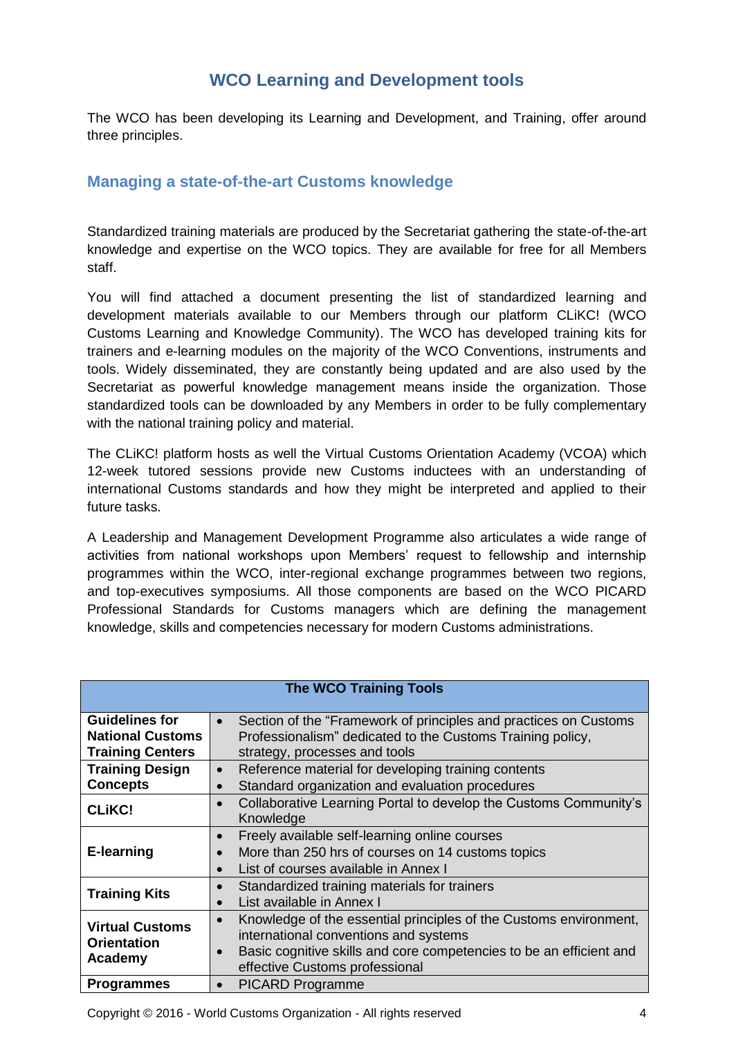# WCO Learning and Development tools

The WCO has been developing its Learning and Development, and Training, offer around three principles.

## Managing a state-of-the-art Customs knowledge

Standardized training materials are produced by the Secretariat gathering the state-of-the-art knowledge and expertise on the WCO topics. They are available for free for all Members staff.

You will find attached a document presenting the list of standardized learning and development materials available to our Members through our platform CLiKC! (WCO Customs Learning and Knowledge Community). The WCO has developed training kits for trainers and e-learning modules on the majority of the WCO Conventions, instruments and tools. Widely disseminated, they are constantly being updated and are also used by the Secretariat as powerful knowledge management means inside the organization. Those standardized tools can be downloaded by any Members in order to be fully complementary with the national training policy and material.

The CLiKC! platform hosts as well the Virtual Customs Orientation Academy (VCOA) which 12-week tutored sessions provide new Customs inductees with an understanding of international Customs standards and how they might be interpreted and applied to their future tasks.

A Leadership and Management Development Programme also articulates a wide range of activities from national workshops upon Members' request to fellowship and internship programmes within the WCO, inter-regional exchange programmes between two regions, and top-executives symposiums. All those components are based on the WCO PICARD Professional Standards for Customs managers which are defining the management knowledge, skills and competencies necessary for modern Customs administrations.

| The WCO Training Tools | |
|---|---|
| **Guidelines for National Customs Training Centers** | • Section of the "Framework of principles and practices on Customs Professionalism" dedicated to the Customs Training policy, strategy, processes and tools |
| **Training Design Concepts** | • Reference material for developing training contents<br>• Standard organization and evaluation procedures |
| **CLiKC!** | • Collaborative Learning Portal to develop the Customs Community's Knowledge |
| **E-learning** | • Freely available self-learning online courses<br>• More than 250 hrs of courses on 14 customs topics<br>• List of courses available in Annex I |
| **Training Kits** | • Standardized training materials for trainers<br>• List available in Annex I |
| **Virtual Customs Orientation Academy** | • Knowledge of the essential principles of the Customs environment, international conventions and systems<br>• Basic cognitive skills and core competencies to be an efficient and effective Customs professional |
| **Programmes** | • PICARD Programme |

Copyright © 2016 - World Customs Organization - All rights reserved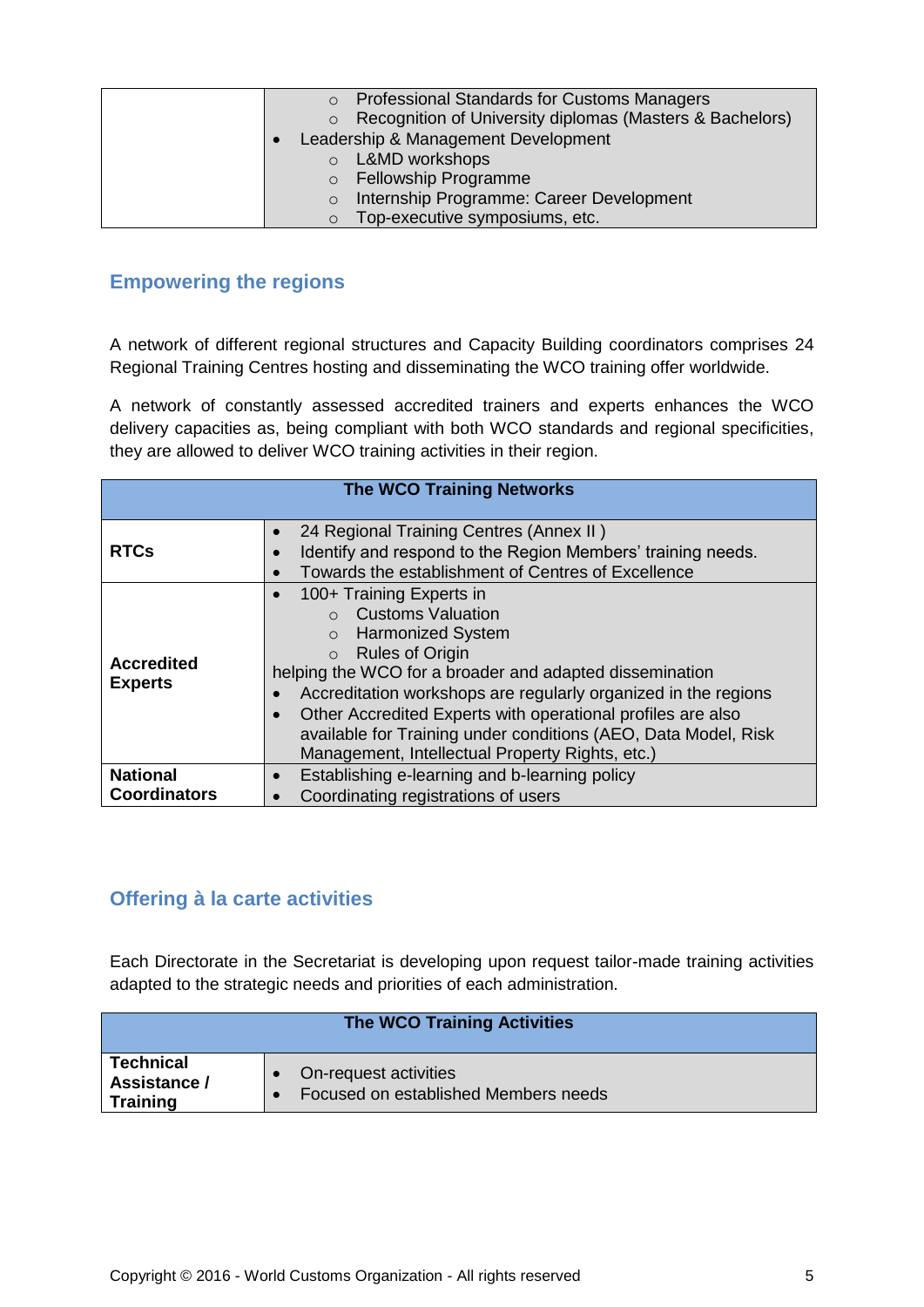| | |
|---|---|
| | ○ Professional Standards for Customs Managers<br>○ Recognition of University diplomas (Masters & Bachelors)<br>• Leadership & Management Development<br>○ L&MD workshops<br>○ Fellowship Programme<br>○ Internship Programme: Career Development<br>○ Top-executive symposiums, etc. |

## Empowering the regions

A network of different regional structures and Capacity Building coordinators comprises 24 Regional Training Centres hosting and disseminating the WCO training offer worldwide.

A network of constantly assessed accredited trainers and experts enhances the WCO delivery capacities as, being compliant with both WCO standards and regional specificities, they are allowed to deliver WCO training activities in their region.

| The WCO Training Networks | |
|---|---|
| **RTCs** | • 24 Regional Training Centres (Annex II )<br>• Identify and respond to the Region Members' training needs.<br>• Towards the establishment of Centres of Excellence |
| **Accredited Experts** | • 100+ Training Experts in<br>○ Customs Valuation<br>○ Harmonized System<br>○ Rules of Origin<br>helping the WCO for a broader and adapted dissemination<br>• Accreditation workshops are regularly organized in the regions<br>• Other Accredited Experts with operational profiles are also available for Training under conditions (AEO, Data Model, Risk Management, Intellectual Property Rights, etc.) |
| **National Coordinators** | • Establishing e-learning and b-learning policy<br>• Coordinating registrations of users |

## Offering à la carte activities

Each Directorate in the Secretariat is developing upon request tailor-made training activities adapted to the strategic needs and priorities of each administration.

| The WCO Training Activities | |
|---|---|
| **Technical Assistance / Training** | • On-request activities<br>• Focused on established Members needs |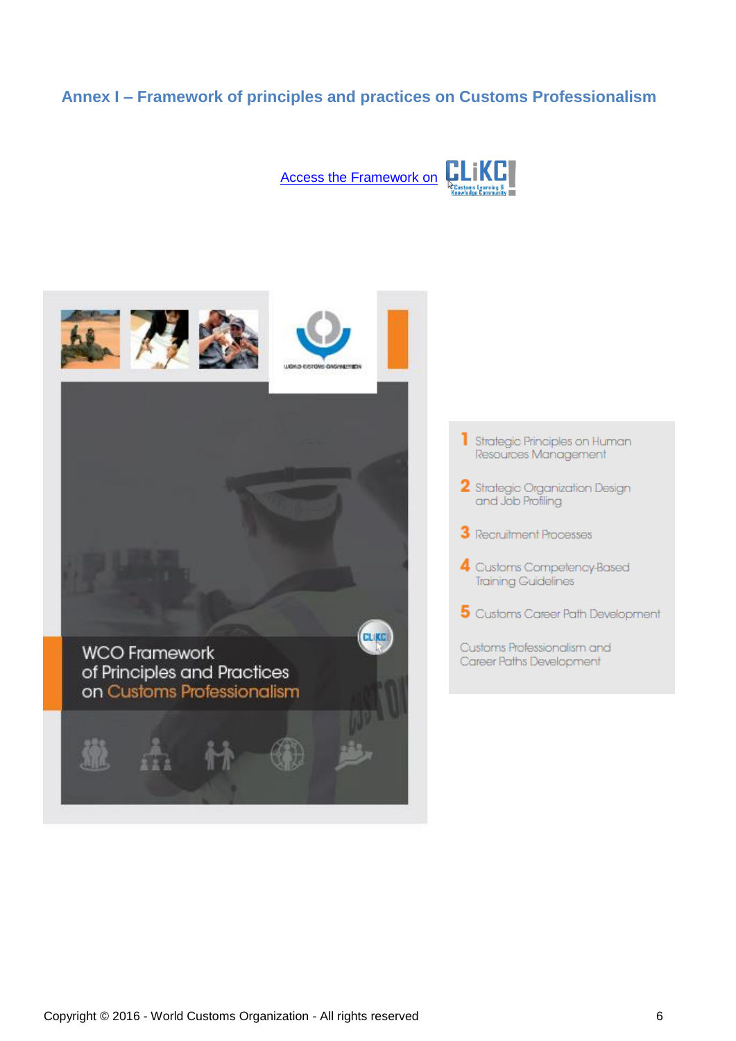## Annex I – Framework of principles and practices on Customs Professionalism

Access the Framework on CLiKC!

WCO Framework of Principles and Practices on Customs Professionalism

1. Strategic Principles on Human Resources Management
2. Strategic Organization Design and Job Profiling
3. Recruitment Processes
4. Customs Competency-Based Training Guidelines
5. Customs Career Path Development

Customs Professionalism and Career Paths Development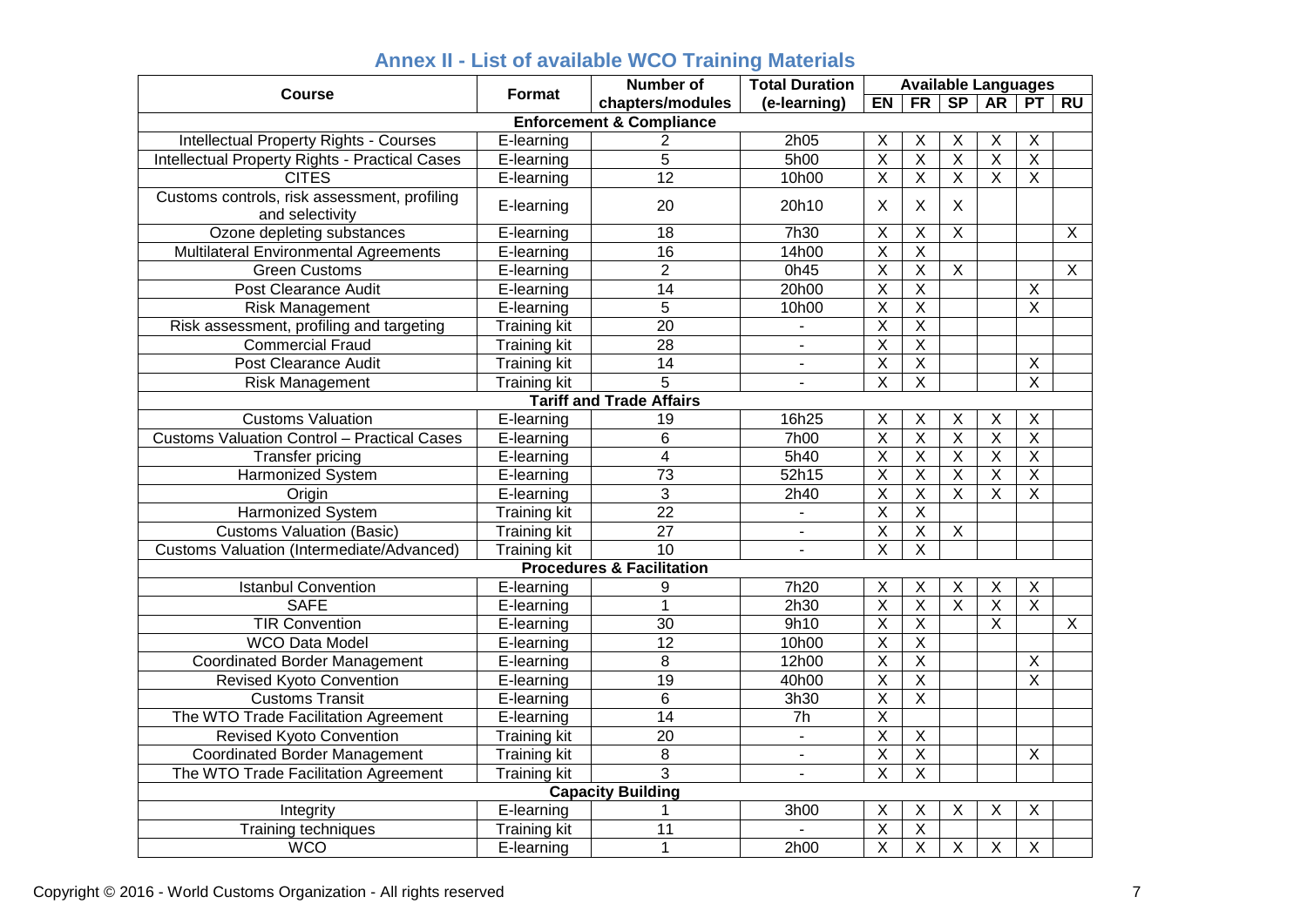## Annex II - List of available WCO Training Materials

| Course | Format | Number of chapters/modules | Total Duration (e-learning) | Available Languages | | | | | |
|---|---|---|---|---|---|---|---|---|---|
| | | | | EN | FR | SP | AR | PT | RU |
| **Enforcement & Compliance** | | | | | | | | | |
| Intellectual Property Rights - Courses | E-learning | 2 | 2h05 | X | X | X | X | X | |
| Intellectual Property Rights - Practical Cases | E-learning | 5 | 5h00 | X | X | X | X | X | |
| CITES | E-learning | 12 | 10h00 | X | X | X | X | X | |
| Customs controls, risk assessment, profiling and selectivity | E-learning | 20 | 20h10 | X | X | X | | | |
| Ozone depleting substances | E-learning | 18 | 7h30 | X | X | X | | | X |
| Multilateral Environmental Agreements | E-learning | 16 | 14h00 | X | X | | | | |
| Green Customs | E-learning | 2 | 0h45 | X | X | X | | | X |
| Post Clearance Audit | E-learning | 14 | 20h00 | X | X | | | X | |
| Risk Management | E-learning | 5 | 10h00 | X | X | | | X | |
| Risk assessment, profiling and targeting | Training kit | 20 | - | X | X | | | | |
| Commercial Fraud | Training kit | 28 | - | X | X | | | | |
| Post Clearance Audit | Training kit | 14 | - | X | X | | | X | |
| Risk Management | Training kit | 5 | - | X | X | | | X | |
| **Tariff and Trade Affairs** | | | | | | | | | |
| Customs Valuation | E-learning | 19 | 16h25 | X | X | X | X | X | |
| Customs Valuation Control – Practical Cases | E-learning | 6 | 7h00 | X | X | X | X | X | |
| Transfer pricing | E-learning | 4 | 5h40 | X | X | X | X | X | |
| Harmonized System | E-learning | 73 | 52h15 | X | X | X | X | X | |
| Origin | E-learning | 3 | 2h40 | X | X | X | X | X | |
| Harmonized System | Training kit | 22 | - | X | X | | | | |
| Customs Valuation (Basic) | Training kit | 27 | - | X | X | X | | | |
| Customs Valuation (Intermediate/Advanced) | Training kit | 10 | - | X | X | | | | |
| **Procedures & Facilitation** | | | | | | | | | |
| Istanbul Convention | E-learning | 9 | 7h20 | X | X | X | X | X | |
| SAFE | E-learning | 1 | 2h30 | X | X | X | X | X | |
| TIR Convention | E-learning | 30 | 9h10 | X | X | | X | | X |
| WCO Data Model | E-learning | 12 | 10h00 | X | X | | | | |
| Coordinated Border Management | E-learning | 8 | 12h00 | X | X | | | X | |
| Revised Kyoto Convention | E-learning | 19 | 40h00 | X | X | | | X | |
| Customs Transit | E-learning | 6 | 3h30 | X | X | | | | |
| The WTO Trade Facilitation Agreement | E-learning | 14 | 7h | X | | | | | |
| Revised Kyoto Convention | Training kit | 20 | - | X | X | | | | |
| Coordinated Border Management | Training kit | 8 | - | X | X | | | X | |
| The WTO Trade Facilitation Agreement | Training kit | 3 | - | X | X | | | | |
| **Capacity Building** | | | | | | | | | |
| Integrity | E-learning | 1 | 3h00 | X | X | X | X | X | |
| Training techniques | Training kit | 11 | - | X | X | | | | |
| WCO | E-learning | 1 | 2h00 | X | X | X | X | X | |

Copyright © 2016 - World Customs Organization - All rights reserved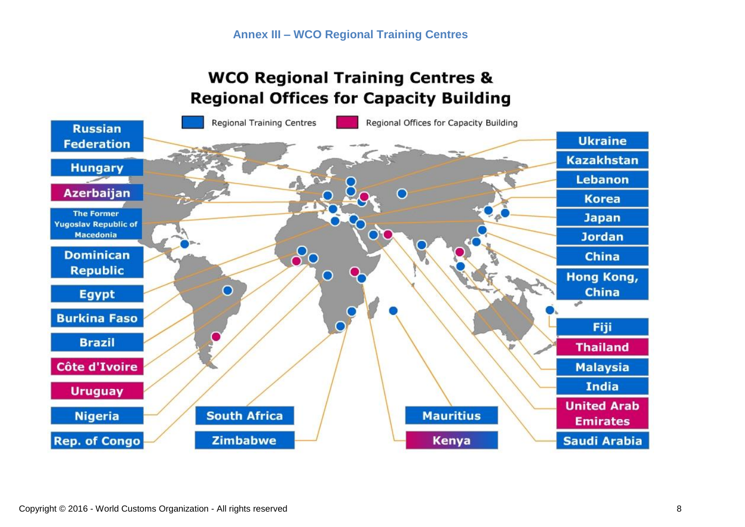# Annex III – WCO Regional Training Centres

## WCO Regional Training Centres & Regional Offices for Capacity Building

Regional Training Centres | Regional Offices for Capacity Building

**Regional Training Centres:**

- Russian Federation
- Hungary
- The Former Yugoslav Republic of Macedonia
- Dominican Republic
- Egypt
- Burkina Faso
- Brazil
- Nigeria
- Rep. of Congo
- South Africa
- Zimbabwe
- Mauritius
- Ukraine
- Kazakhstan
- Lebanon
- Korea
- Japan
- Jordan
- China
- Hong Kong, China
- Fiji
- Malaysia
- India
- Saudi Arabia

**Regional Offices for Capacity Building:**

- Azerbaijan
- Côte d'Ivoire
- Uruguay
- Kenya
- Thailand
- United Arab Emirates

Copyright © 2016 - World Customs Organization - All rights reserved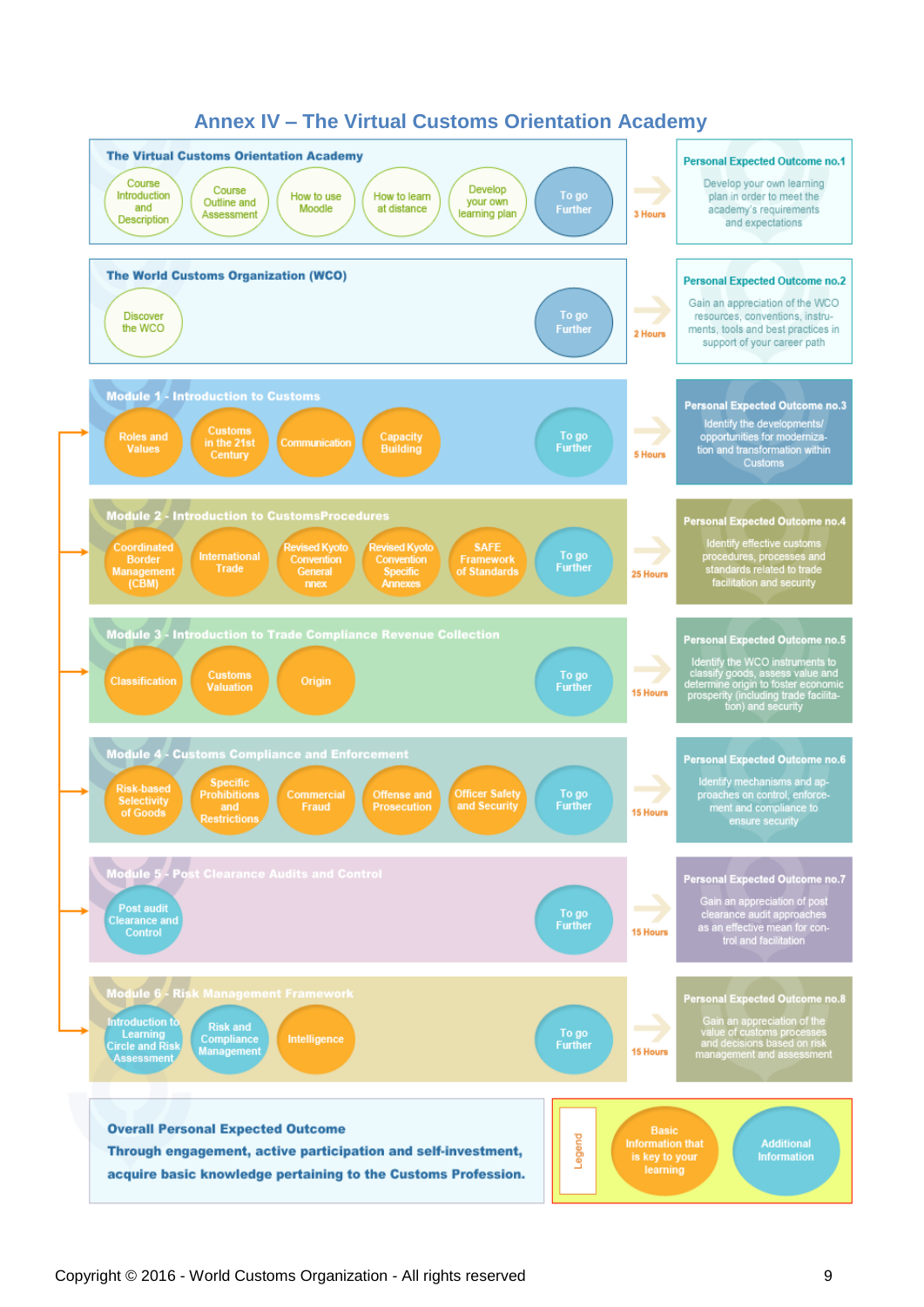# Annex IV – The Virtual Customs Orientation Academy

## The Virtual Customs Orientation Academy

- Course Introduction and Description
- Course Outline and Assessment
- How to use Moodle
- How to learn at distance
- Develop your own learning plan
- To go Further

3 Hours

**Personal Expected Outcome no.1**

Develop your own learning plan in order to meet the academy's requirements and expectations

## The World Customs Organization (WCO)

- Discover the WCO
- To go Further

2 Hours

**Personal Expected Outcome no.2**

Gain an appreciation of the WCO resources, conventions, instruments, tools and best practices in support of your career path

## Module 1 - Introduction to Customs

- Roles and Values
- Customs in the 21st Century
- Communication
- Capacity Building
- To go Further

5 Hours

**Personal Expected Outcome no.3**

Identify the developments/ opportunities for modernization and transformation within Customs

## Module 2 - Introduction to CustomsProcedures

- Coordinated Border Management (CBM)
- International Trade
- Revised Kyoto Convention General nnex
- Revised Kyoto Convention Specific Annexes
- SAFE Framework of Standards
- To go Further

25 Hours

**Personal Expected Outcome no.4**

Identify effective customs procedures, processes and standards related to trade facilitation and security

## Module 3 - Introduction to Trade Compliance Revenue Collection

- Classification
- Customs Valuation
- Origin
- To go Further

15 Hours

**Personal Expected Outcome no.5**

Identify the WCO instruments to classify goods, assess value and determine origin to foster economic prosperity (including trade facilitation) and security

## Module 4 - Customs Compliance and Enforcement

- Risk-based Selectivity of Goods
- Specific Prohibitions and Restrictions
- Commercial Fraud
- Offense and Prosecution
- Officer Safety and Security
- To go Further

15 Hours

**Personal Expected Outcome no.6**

Identify mechanisms and approaches on control, enforcement and compliance to ensure security

## Module 5 - Post Clearance Audits and Control

- Post audit Clearance and Control
- To go Further

15 Hours

**Personal Expected Outcome no.7**

Gain an appreciation of post clearance audit approaches as an effective mean for control and facilitation

## Module 6 - Risk Management Framework

- Introduction to Learning Circle and Risk Assessment
- Risk and Compliance Management
- Intelligence
- To go Further

15 Hours

**Personal Expected Outcome no.8**

Gain an appreciation of the value of customs processes and decisions based on risk management and assessment

## Overall Personal Expected Outcome

**Through engagement, active participation and self-investment, acquire basic knowledge pertaining to the Customs Profession.**

**Legend**

- Basic Information that is key to your learning
- Additional Information

Copyright © 2016 - World Customs Organization - All rights reserved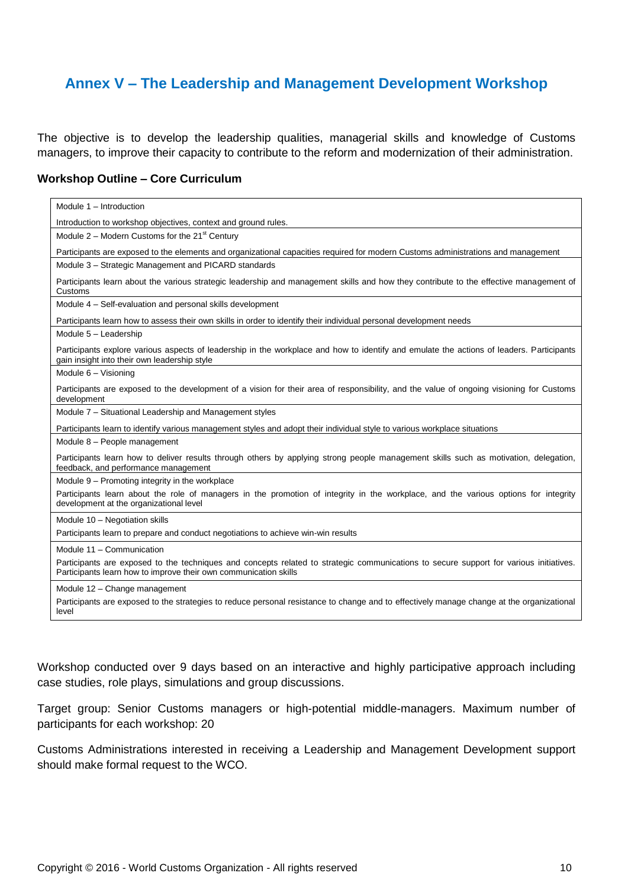## Annex V – The Leadership and Management Development Workshop

The objective is to develop the leadership qualities, managerial skills and knowledge of Customs managers, to improve their capacity to contribute to the reform and modernization of their administration.

**Workshop Outline – Core Curriculum**

| |
|---|
| Module 1 – Introduction<br>Introduction to workshop objectives, context and ground rules. |
| Module 2 – Modern Customs for the 21st Century<br>Participants are exposed to the elements and organizational capacities required for modern Customs administrations and management |
| Module 3 – Strategic Management and PICARD standards<br>Participants learn about the various strategic leadership and management skills and how they contribute to the effective management of Customs |
| Module 4 – Self-evaluation and personal skills development<br>Participants learn how to assess their own skills in order to identify their individual personal development needs |
| Module 5 – Leadership<br>Participants explore various aspects of leadership in the workplace and how to identify and emulate the actions of leaders. Participants gain insight into their own leadership style |
| Module 6 – Visioning<br>Participants are exposed to the development of a vision for their area of responsibility, and the value of ongoing visioning for Customs development |
| Module 7 – Situational Leadership and Management styles<br>Participants learn to identify various management styles and adopt their individual style to various workplace situations |
| Module 8 – People management<br>Participants learn how to deliver results through others by applying strong people management skills such as motivation, delegation, feedback, and performance management |
| Module 9 – Promoting integrity in the workplace<br>Participants learn about the role of managers in the promotion of integrity in the workplace, and the various options for integrity development at the organizational level |
| Module 10 – Negotiation skills<br>Participants learn to prepare and conduct negotiations to achieve win-win results |
| Module 11 – Communication<br>Participants are exposed to the techniques and concepts related to strategic communications to secure support for various initiatives. Participants learn how to improve their own communication skills |
| Module 12 – Change management<br>Participants are exposed to the strategies to reduce personal resistance to change and to effectively manage change at the organizational level |

Workshop conducted over 9 days based on an interactive and highly participative approach including case studies, role plays, simulations and group discussions.

Target group: Senior Customs managers or high-potential middle-managers. Maximum number of participants for each workshop: 20

Customs Administrations interested in receiving a Leadership and Management Development support should make formal request to the WCO.

Copyright © 2016 - World Customs Organization - All rights reserved